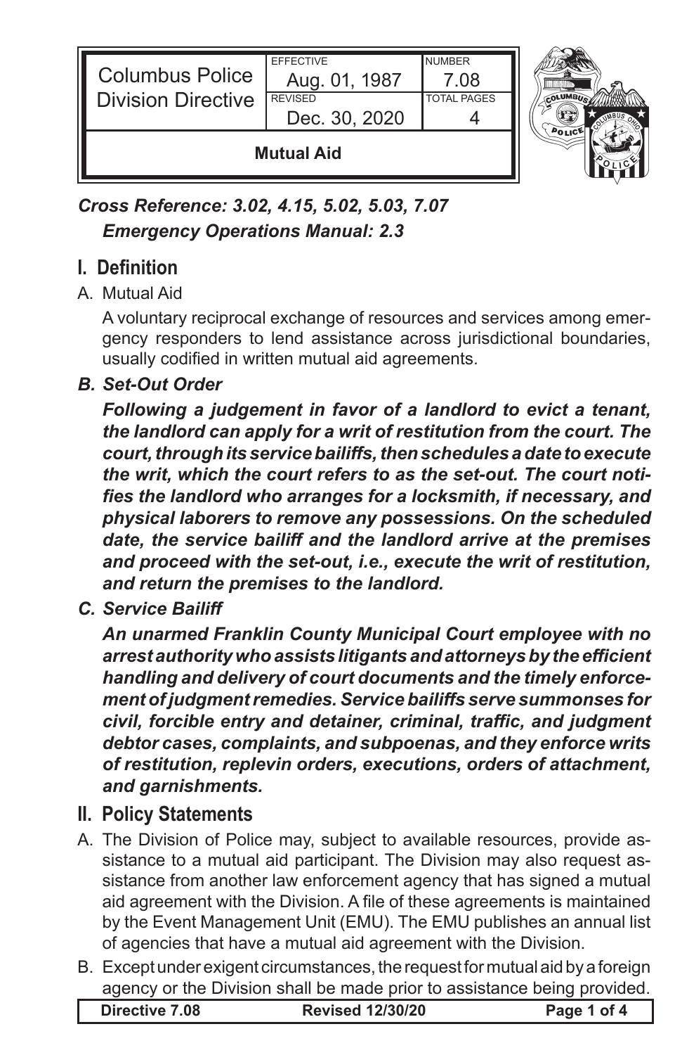| Columbus Police Division Directive | EFFECTIVE Aug. 01, 1987 | NUMBER 7.08 |
| --- | --- | --- |
| | REVISED Dec. 30, 2020 | TOTAL PAGES 4 |
| **Mutual Aid** | | |

***Cross Reference: 3.02, 4.15, 5.02, 5.03, 7.07***
***Emergency Operations Manual: 2.3***

## I. Definition

A. Mutual Aid

A voluntary reciprocal exchange of resources and services among emergency responders to lend assistance across jurisdictional boundaries, usually codified in written mutual aid agreements.

***B. Set-Out Order***

***Following a judgement in favor of a landlord to evict a tenant, the landlord can apply for a writ of restitution from the court. The court, through its service bailiffs, then schedules a date to execute the writ, which the court refers to as the set-out. The court notifies the landlord who arranges for a locksmith, if necessary, and physical laborers to remove any possessions. On the scheduled date, the service bailiff and the landlord arrive at the premises and proceed with the set-out, i.e., execute the writ of restitution, and return the premises to the landlord.***

***C. Service Bailiff***

***An unarmed Franklin County Municipal Court employee with no arrest authority who assists litigants and attorneys by the efficient handling and delivery of court documents and the timely enforcement of judgment remedies. Service bailiffs serve summonses for civil, forcible entry and detainer, criminal, traffic, and judgment debtor cases, complaints, and subpoenas, and they enforce writs of restitution, replevin orders, executions, orders of attachment, and garnishments.***

## II. Policy Statements

A. The Division of Police may, subject to available resources, provide assistance to a mutual aid participant. The Division may also request assistance from another law enforcement agency that has signed a mutual aid agreement with the Division. A file of these agreements is maintained by the Event Management Unit (EMU). The EMU publishes an annual list of agencies that have a mutual aid agreement with the Division.

B. Except under exigent circumstances, the request for mutual aid by a foreign agency or the Division shall be made prior to assistance being provided.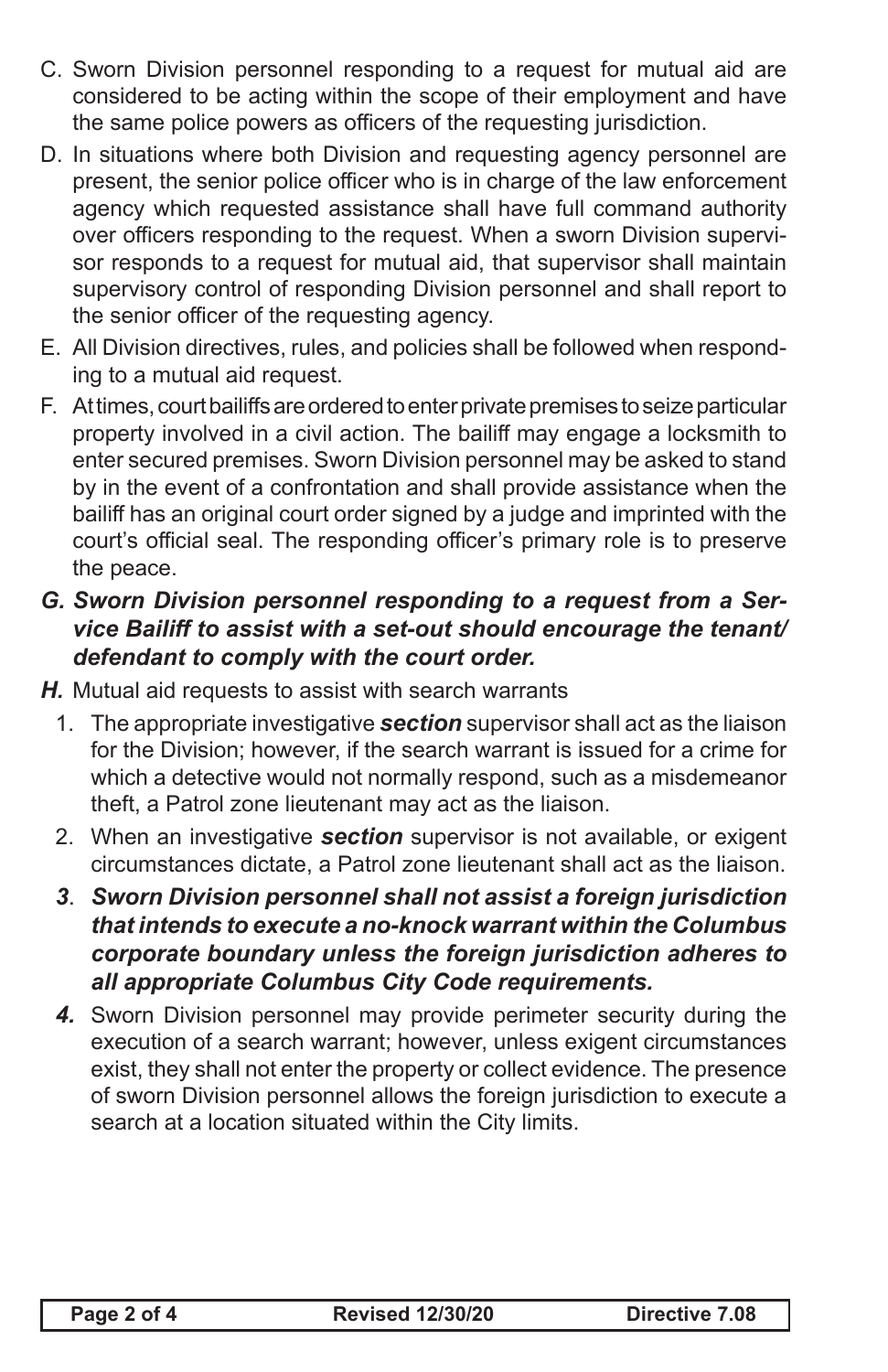C. Sworn Division personnel responding to a request for mutual aid are considered to be acting within the scope of their employment and have the same police powers as officers of the requesting jurisdiction.

D. In situations where both Division and requesting agency personnel are present, the senior police officer who is in charge of the law enforcement agency which requested assistance shall have full command authority over officers responding to the request. When a sworn Division supervisor responds to a request for mutual aid, that supervisor shall maintain supervisory control of responding Division personnel and shall report to the senior officer of the requesting agency.

E. All Division directives, rules, and policies shall be followed when responding to a mutual aid request.

F. At times, court bailiffs are ordered to enter private premises to seize particular property involved in a civil action. The bailiff may engage a locksmith to enter secured premises. Sworn Division personnel may be asked to stand by in the event of a confrontation and shall provide assistance when the bailiff has an original court order signed by a judge and imprinted with the court's official seal. The responding officer's primary role is to preserve the peace.

***G. Sworn Division personnel responding to a request from a Service Bailiff to assist with a set-out should encourage the tenant/defendant to comply with the court order.***

***H.*** Mutual aid requests to assist with search warrants

1. The appropriate investigative ***section*** supervisor shall act as the liaison for the Division; however, if the search warrant is issued for a crime for which a detective would not normally respond, such as a misdemeanor theft, a Patrol zone lieutenant may act as the liaison.

2. When an investigative ***section*** supervisor is not available, or exigent circumstances dictate, a Patrol zone lieutenant shall act as the liaison.

***3. Sworn Division personnel shall not assist a foreign jurisdiction that intends to execute a no-knock warrant within the Columbus corporate boundary unless the foreign jurisdiction adheres to all appropriate Columbus City Code requirements.***

***4.*** Sworn Division personnel may provide perimeter security during the execution of a search warrant; however, unless exigent circumstances exist, they shall not enter the property or collect evidence. The presence of sworn Division personnel allows the foreign jurisdiction to execute a search at a location situated within the City limits.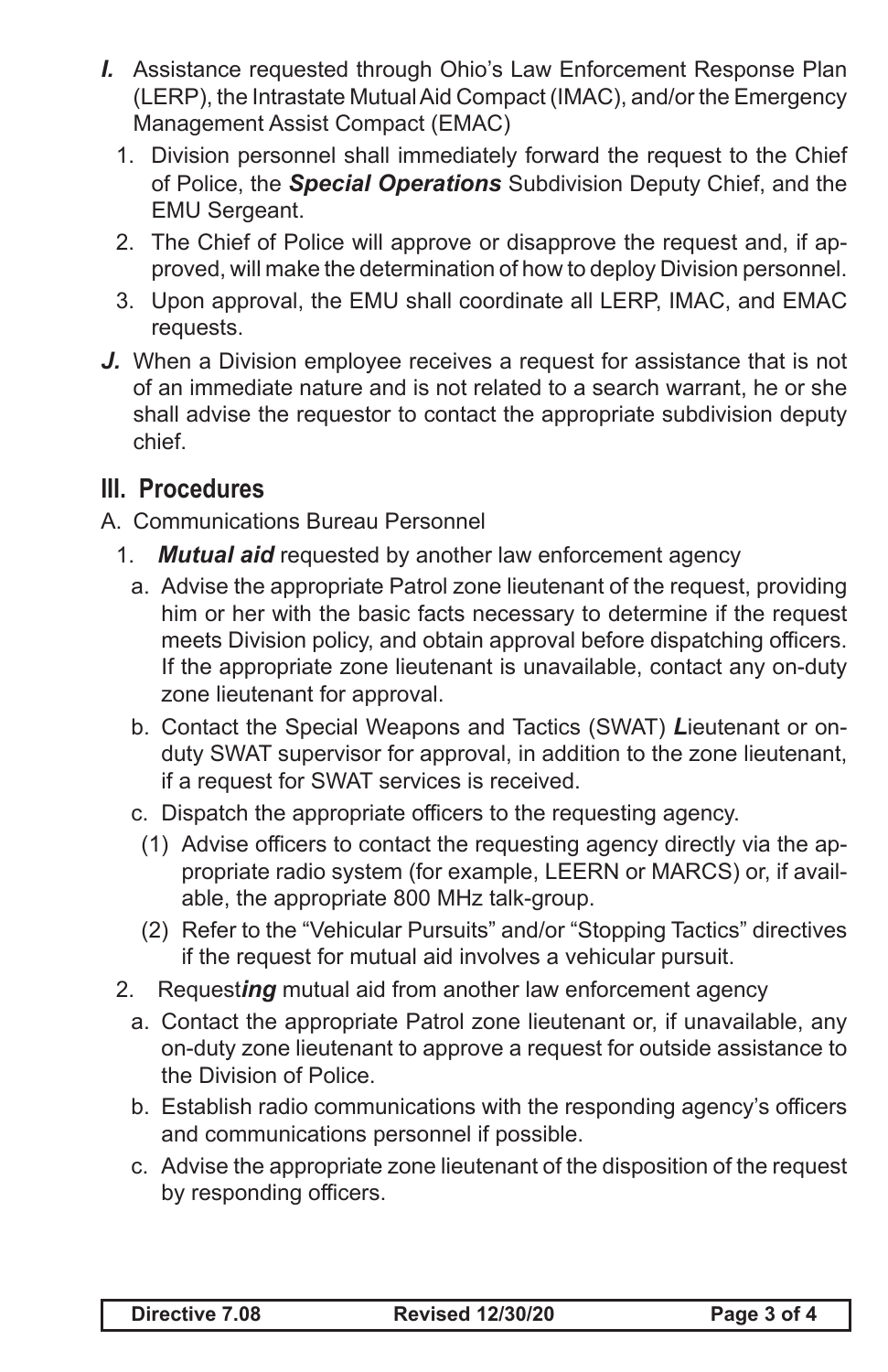***I.*** Assistance requested through Ohio's Law Enforcement Response Plan (LERP), the Intrastate Mutual Aid Compact (IMAC), and/or the Emergency Management Assist Compact (EMAC)

1. Division personnel shall immediately forward the request to the Chief of Police, the ***Special Operations*** Subdivision Deputy Chief, and the EMU Sergeant.
2. The Chief of Police will approve or disapprove the request and, if approved, will make the determination of how to deploy Division personnel.
3. Upon approval, the EMU shall coordinate all LERP, IMAC, and EMAC requests.

***J.*** When a Division employee receives a request for assistance that is not of an immediate nature and is not related to a search warrant, he or she shall advise the requestor to contact the appropriate subdivision deputy chief.

## III. Procedures

A. Communications Bureau Personnel

1. ***Mutual aid*** requested by another law enforcement agency
   a. Advise the appropriate Patrol zone lieutenant of the request, providing him or her with the basic facts necessary to determine if the request meets Division policy, and obtain approval before dispatching officers. If the appropriate zone lieutenant is unavailable, contact any on-duty zone lieutenant for approval.
   b. Contact the Special Weapons and Tactics (SWAT) ***L***ieutenant or on-duty SWAT supervisor for approval, in addition to the zone lieutenant, if a request for SWAT services is received.
   c. Dispatch the appropriate officers to the requesting agency.
      (1) Advise officers to contact the requesting agency directly via the appropriate radio system (for example, LEERN or MARCS) or, if available, the appropriate 800 MHz talk-group.
      (2) Refer to the "Vehicular Pursuits" and/or "Stopping Tactics" directives if the request for mutual aid involves a vehicular pursuit.
2. Request***ing*** mutual aid from another law enforcement agency
   a. Contact the appropriate Patrol zone lieutenant or, if unavailable, any on-duty zone lieutenant to approve a request for outside assistance to the Division of Police.
   b. Establish radio communications with the responding agency's officers and communications personnel if possible.
   c. Advise the appropriate zone lieutenant of the disposition of the request by responding officers.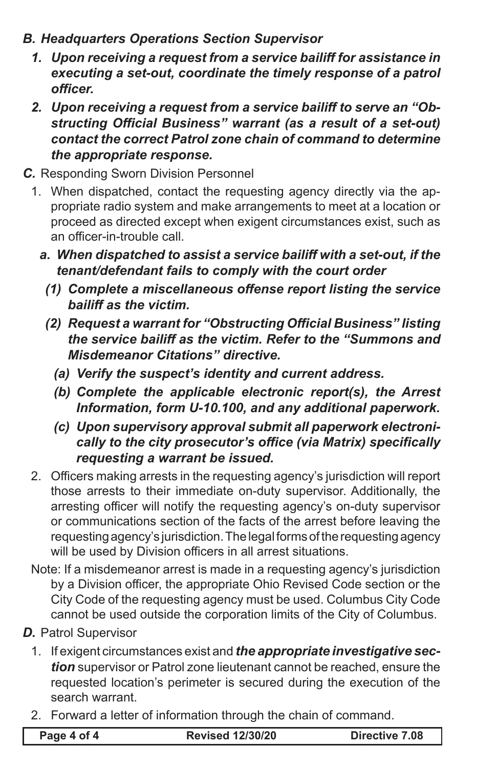***B. Headquarters Operations Section Supervisor***

1. ***Upon receiving a request from a service bailiff for assistance in executing a set-out, coordinate the timely response of a patrol officer.***
2. ***Upon receiving a request from a service bailiff to serve an "Obstructing Official Business" warrant (as a result of a set-out) contact the correct Patrol zone chain of command to determine the appropriate response.***

***C.*** Responding Sworn Division Personnel

1. When dispatched, contact the requesting agency directly via the appropriate radio system and make arrangements to meet at a location or proceed as directed except when exigent circumstances exist, such as an officer-in-trouble call.
   - ***a. When dispatched to assist a service bailiff with a set-out, if the tenant/defendant fails to comply with the court order***
     - ***(1) Complete a miscellaneous offense report listing the service bailiff as the victim.***
     - ***(2) Request a warrant for "Obstructing Official Business" listing the service bailiff as the victim. Refer to the "Summons and Misdemeanor Citations" directive.***
       - ***(a) Verify the suspect's identity and current address.***
       - ***(b) Complete the applicable electronic report(s), the Arrest Information, form U-10.100, and any additional paperwork.***
       - ***(c) Upon supervisory approval submit all paperwork electronically to the city prosecutor's office (via Matrix) specifically requesting a warrant be issued.***
2. Officers making arrests in the requesting agency's jurisdiction will report those arrests to their immediate on-duty supervisor. Additionally, the arresting officer will notify the requesting agency's on-duty supervisor or communications section of the facts of the arrest before leaving the requesting agency's jurisdiction. The legal forms of the requesting agency will be used by Division officers in all arrest situations.

Note: If a misdemeanor arrest is made in a requesting agency's jurisdiction by a Division officer, the appropriate Ohio Revised Code section or the City Code of the requesting agency must be used. Columbus City Code cannot be used outside the corporation limits of the City of Columbus.

***D.*** Patrol Supervisor

1. If exigent circumstances exist and ***the appropriate investigative section*** supervisor or Patrol zone lieutenant cannot be reached, ensure the requested location's perimeter is secured during the execution of the search warrant.
2. Forward a letter of information through the chain of command.